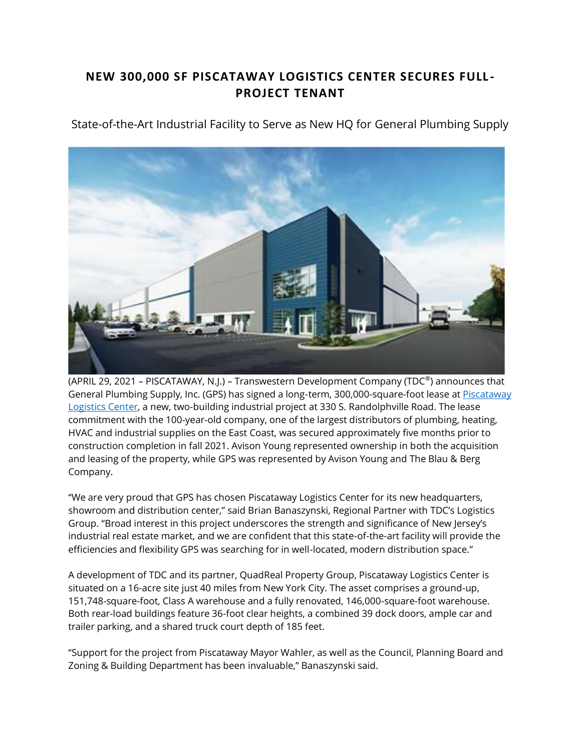# NEW 300,000 SF PISCATAWAY LOGISTICS CENTER SECURES FULL-PROJECT TENANT

State-of-the-Art Industrial Facility to Serve as New HQ for General Plumbing Supply

(APRIL 29, 2021 – PISCATAWAY, N.J.) – Transwestern Development Company (TDC®) announces that General Plumbing Supply, Inc. (GPS) has signed a long-term, 300,000-square-foot lease at [Piscataway Logistics Center](), a new, two-building industrial project at 330 S. Randolphville Road. The lease commitment with the 100-year-old company, one of the largest distributors of plumbing, heating, HVAC and industrial supplies on the East Coast, was secured approximately five months prior to construction completion in fall 2021. Avison Young represented ownership in both the acquisition and leasing of the property, while GPS was represented by Avison Young and The Blau & Berg Company.

"We are very proud that GPS has chosen Piscataway Logistics Center for its new headquarters, showroom and distribution center," said Brian Banaszynski, Regional Partner with TDC's Logistics Group. "Broad interest in this project underscores the strength and significance of New Jersey's industrial real estate market, and we are confident that this state-of-the-art facility will provide the efficiencies and flexibility GPS was searching for in well-located, modern distribution space."

A development of TDC and its partner, QuadReal Property Group, Piscataway Logistics Center is situated on a 16-acre site just 40 miles from New York City. The asset comprises a ground-up, 151,748-square-foot, Class A warehouse and a fully renovated, 146,000-square-foot warehouse. Both rear-load buildings feature 36-foot clear heights, a combined 39 dock doors, ample car and trailer parking, and a shared truck court depth of 185 feet.

"Support for the project from Piscataway Mayor Wahler, as well as the Council, Planning Board and Zoning & Building Department has been invaluable," Banaszynski said.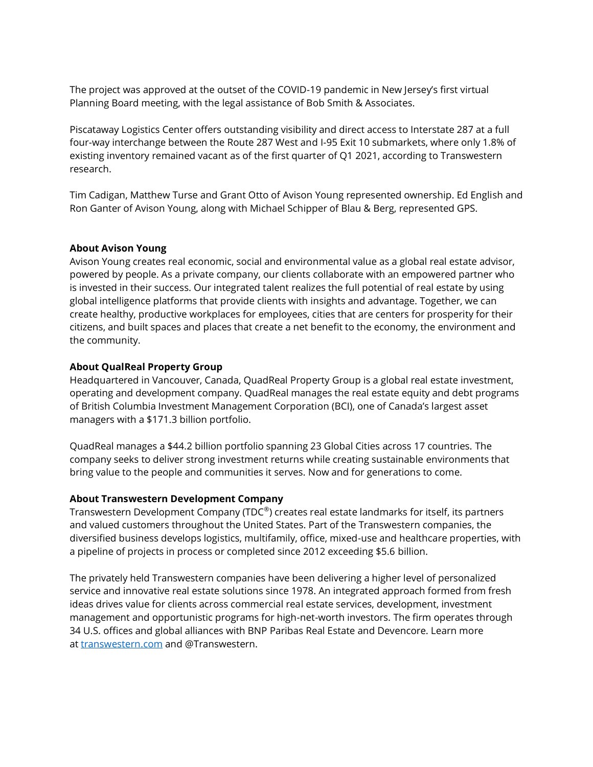The project was approved at the outset of the COVID-19 pandemic in New Jersey's first virtual Planning Board meeting, with the legal assistance of Bob Smith & Associates.

Piscataway Logistics Center offers outstanding visibility and direct access to Interstate 287 at a full four-way interchange between the Route 287 West and I-95 Exit 10 submarkets, where only 1.8% of existing inventory remained vacant as of the first quarter of Q1 2021, according to Transwestern research.

Tim Cadigan, Matthew Turse and Grant Otto of Avison Young represented ownership. Ed English and Ron Ganter of Avison Young, along with Michael Schipper of Blau & Berg, represented GPS.

**About Avison Young**
Avison Young creates real economic, social and environmental value as a global real estate advisor, powered by people. As a private company, our clients collaborate with an empowered partner who is invested in their success. Our integrated talent realizes the full potential of real estate by using global intelligence platforms that provide clients with insights and advantage. Together, we can create healthy, productive workplaces for employees, cities that are centers for prosperity for their citizens, and built spaces and places that create a net benefit to the economy, the environment and the community.

**About QualReal Property Group**
Headquartered in Vancouver, Canada, QuadReal Property Group is a global real estate investment, operating and development company. QuadReal manages the real estate equity and debt programs of British Columbia Investment Management Corporation (BCI), one of Canada's largest asset managers with a $171.3 billion portfolio.

QuadReal manages a $44.2 billion portfolio spanning 23 Global Cities across 17 countries. The company seeks to deliver strong investment returns while creating sustainable environments that bring value to the people and communities it serves. Now and for generations to come.

**About Transwestern Development Company**
Transwestern Development Company (TDC®) creates real estate landmarks for itself, its partners and valued customers throughout the United States. Part of the Transwestern companies, the diversified business develops logistics, multifamily, office, mixed-use and healthcare properties, with a pipeline of projects in process or completed since 2012 exceeding $5.6 billion.

The privately held Transwestern companies have been delivering a higher level of personalized service and innovative real estate solutions since 1978. An integrated approach formed from fresh ideas drives value for clients across commercial real estate services, development, investment management and opportunistic programs for high-net-worth investors. The firm operates through 34 U.S. offices and global alliances with BNP Paribas Real Estate and Devencore. Learn more at [transwestern.com](transwestern.com) and @Transwestern.